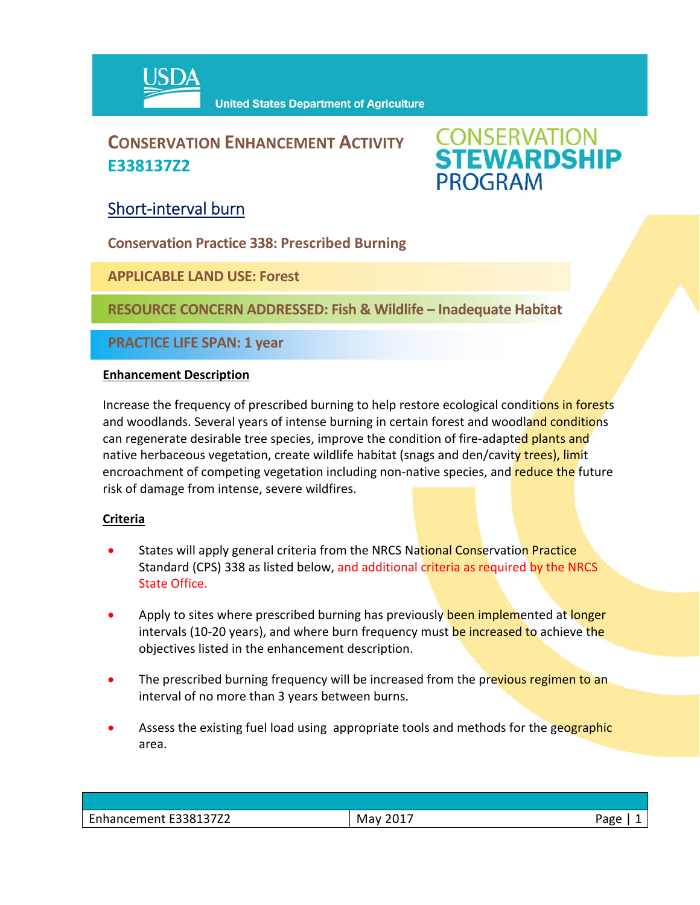USDA United States Department of Agriculture

# CONSERVATION ENHANCEMENT ACTIVITY E338137Z2

CONSERVATION STEWARDSHIP PROGRAM

## Short-interval burn

**Conservation Practice 338: Prescribed Burning**

**APPLICABLE LAND USE: Forest**

**RESOURCE CONCERN ADDRESSED: Fish & Wildlife – Inadequate Habitat**

**PRACTICE LIFE SPAN: 1 year**

### Enhancement Description

Increase the frequency of prescribed burning to help restore ecological conditions in forests and woodlands. Several years of intense burning in certain forest and woodland conditions can regenerate desirable tree species, improve the condition of fire-adapted plants and native herbaceous vegetation, create wildlife habitat (snags and den/cavity trees), limit encroachment of competing vegetation including non-native species, and reduce the future risk of damage from intense, severe wildfires.

### Criteria

- States will apply general criteria from the NRCS National Conservation Practice Standard (CPS) 338 as listed below, and additional criteria as required by the NRCS State Office.
- Apply to sites where prescribed burning has previously been implemented at longer intervals (10-20 years), and where burn frequency must be increased to achieve the objectives listed in the enhancement description.
- The prescribed burning frequency will be increased from the previous regimen to an interval of no more than 3 years between burns.
- Assess the existing fuel load using appropriate tools and methods for the geographic area.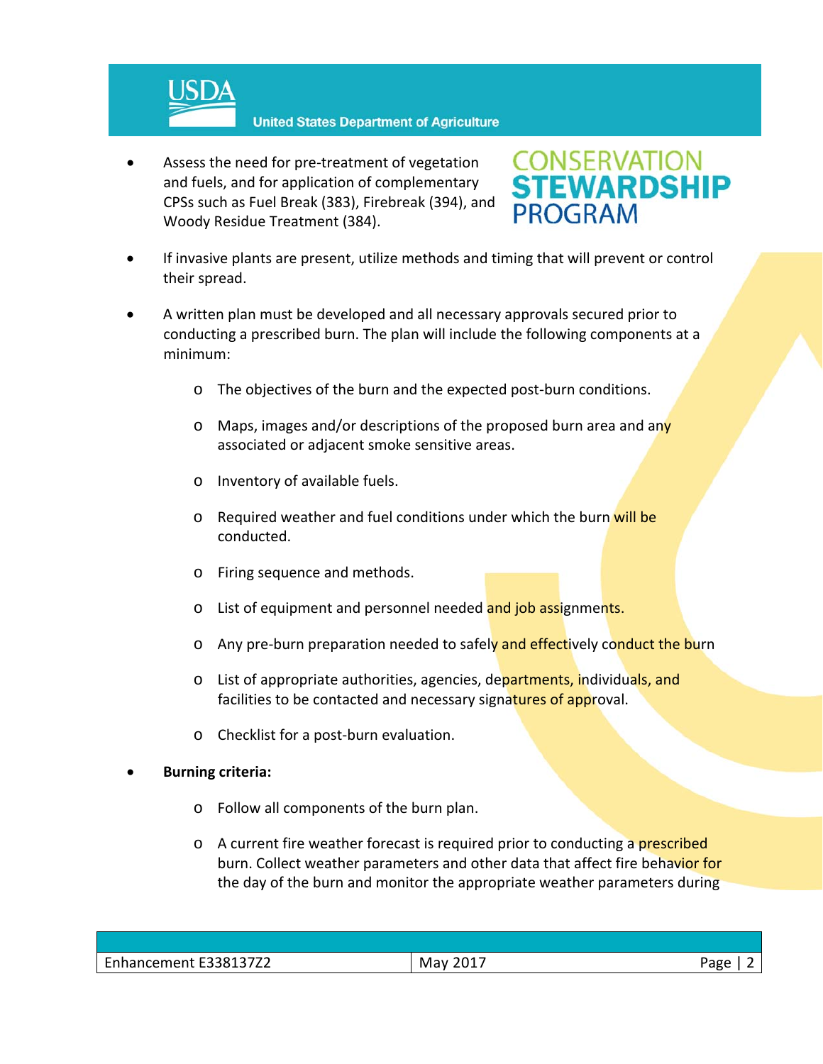- Assess the need for pre-treatment of vegetation and fuels, and for application of complementary CPSs such as Fuel Break (383), Firebreak (394), and Woody Residue Treatment (384).

- If invasive plants are present, utilize methods and timing that will prevent or control their spread.

- A written plan must be developed and all necessary approvals secured prior to conducting a prescribed burn. The plan will include the following components at a minimum:

    - The objectives of the burn and the expected post-burn conditions.

    - Maps, images and/or descriptions of the proposed burn area and any associated or adjacent smoke sensitive areas.

    - Inventory of available fuels.

    - Required weather and fuel conditions under which the burn will be conducted.

    - Firing sequence and methods.

    - List of equipment and personnel needed and job assignments.

    - Any pre-burn preparation needed to safely and effectively conduct the burn

    - List of appropriate authorities, agencies, departments, individuals, and facilities to be contacted and necessary signatures of approval.

    - Checklist for a post-burn evaluation.

- **Burning criteria:**

    - Follow all components of the burn plan.

    - A current fire weather forecast is required prior to conducting a prescribed burn. Collect weather parameters and other data that affect fire behavior for the day of the burn and monitor the appropriate weather parameters during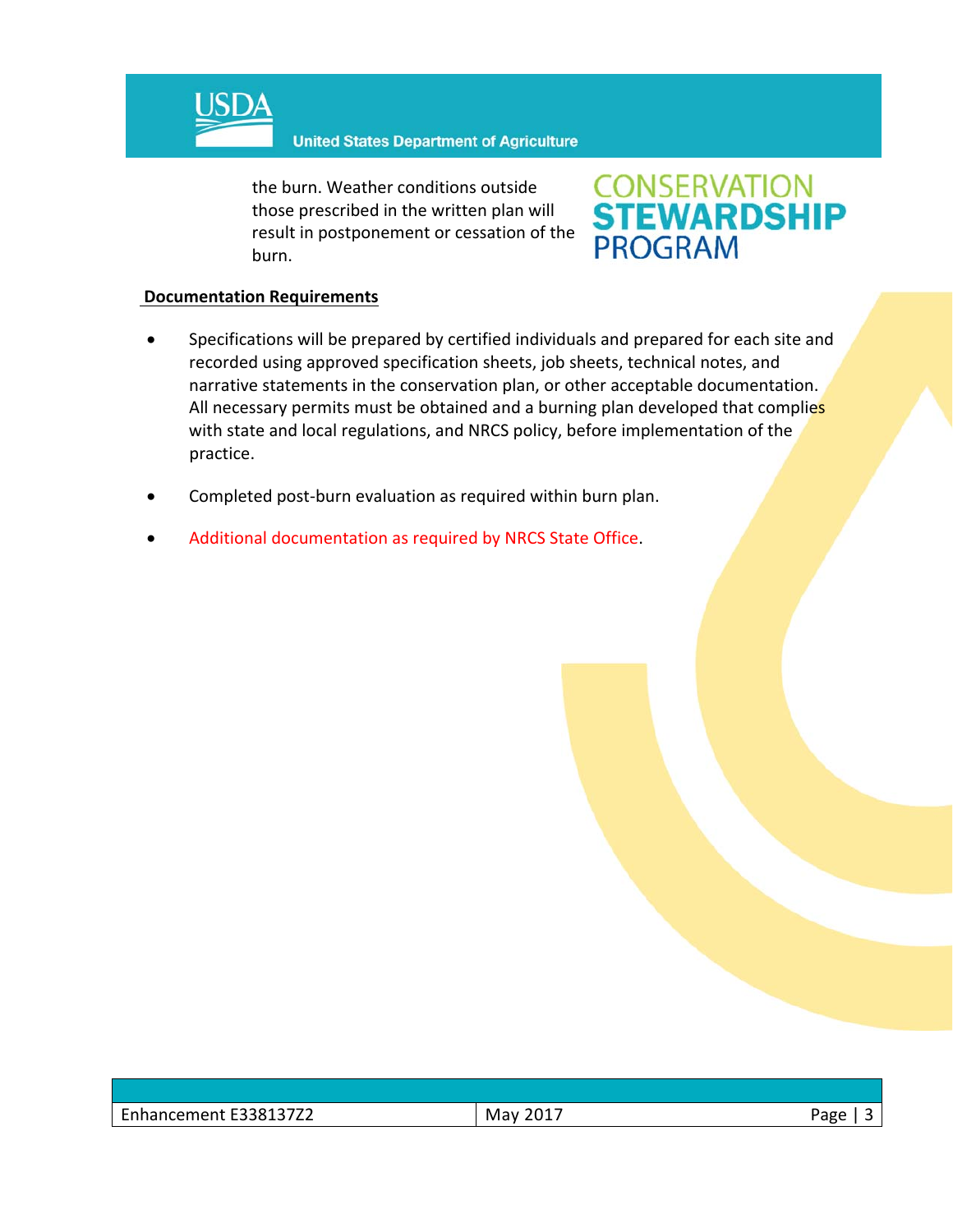the burn. Weather conditions outside those prescribed in the written plan will result in postponement or cessation of the burn.

**Documentation Requirements**

- Specifications will be prepared by certified individuals and prepared for each site and recorded using approved specification sheets, job sheets, technical notes, and narrative statements in the conservation plan, or other acceptable documentation. All necessary permits must be obtained and a burning plan developed that complies with state and local regulations, and NRCS policy, before implementation of the practice.

- Completed post-burn evaluation as required within burn plan.

- Additional documentation as required by NRCS State Office.